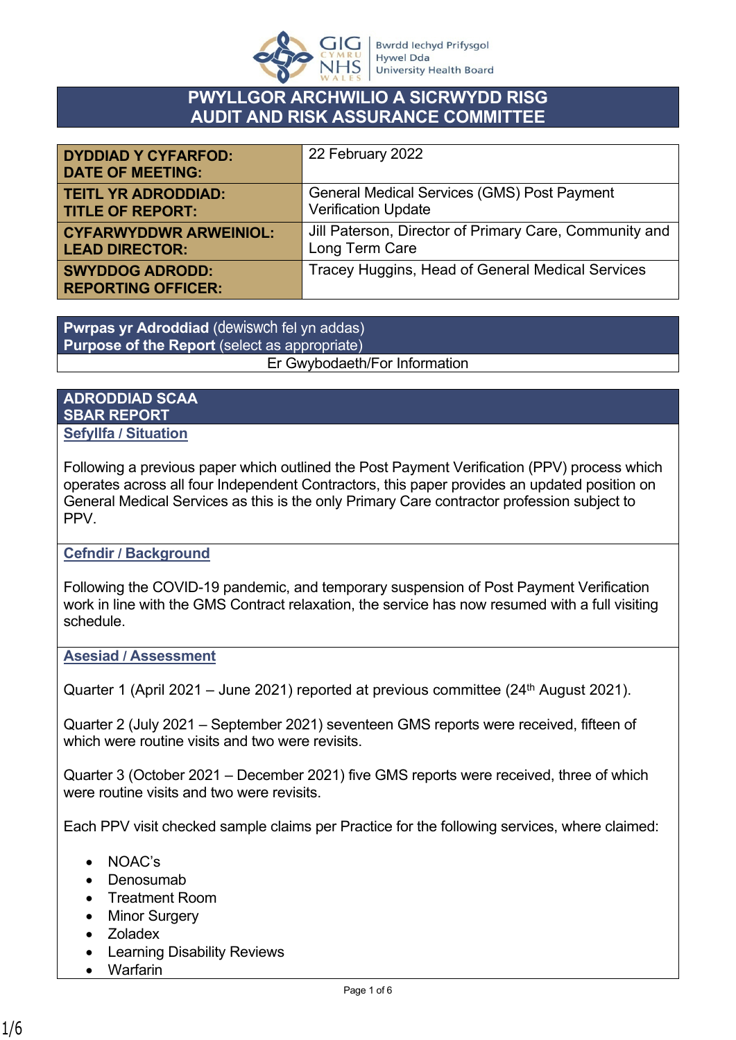# PWYLLGOR ARCHWILIO A SICRWYDD RISG
# AUDIT AND RISK ASSURANCE COMMITTEE

| | |
|---|---|
| **DYDDIAD Y CYFARFOD: DATE OF MEETING:** | 22 February 2022 |
| **TEITL YR ADRODDIAD: TITLE OF REPORT:** | General Medical Services (GMS) Post Payment Verification Update |
| **CYFARWYDDWR ARWEINIOL: LEAD DIRECTOR:** | Jill Paterson, Director of Primary Care, Community and Long Term Care |
| **SWYDDOG ADRODD: REPORTING OFFICER:** | Tracey Huggins, Head of General Medical Services |

| **Pwrpas yr Adroddiad** (dewiswch fel yn addas) **Purpose of the Report** (select as appropriate) |
|---|
| Er Gwybodaeth/For Information |

## ADRODDIAD SCAA
## SBAR REPORT

### Sefyllfa / Situation

Following a previous paper which outlined the Post Payment Verification (PPV) process which operates across all four Independent Contractors, this paper provides an updated position on General Medical Services as this is the only Primary Care contractor profession subject to PPV.

### Cefndir / Background

Following the COVID-19 pandemic, and temporary suspension of Post Payment Verification work in line with the GMS Contract relaxation, the service has now resumed with a full visiting schedule.

### Asesiad / Assessment

Quarter 1 (April 2021 – June 2021) reported at previous committee (24th August 2021).

Quarter 2 (July 2021 – September 2021) seventeen GMS reports were received, fifteen of which were routine visits and two were revisits.

Quarter 3 (October 2021 – December 2021) five GMS reports were received, three of which were routine visits and two were revisits.

Each PPV visit checked sample claims per Practice for the following services, where claimed:

- NOAC's
- Denosumab
- Treatment Room
- Minor Surgery
- Zoladex
- Learning Disability Reviews
- Warfarin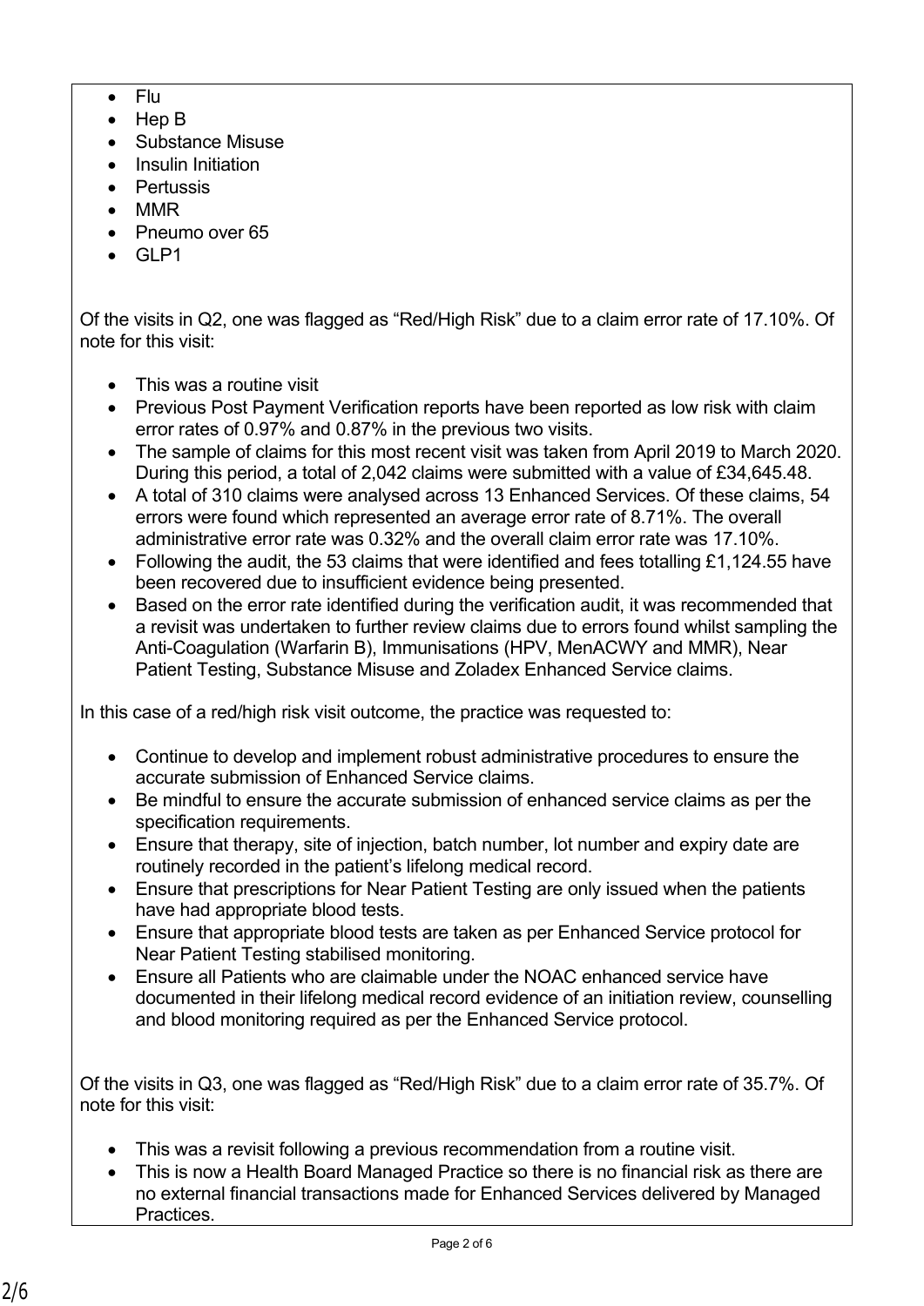- Flu
- Hep B
- Substance Misuse
- Insulin Initiation
- Pertussis
- MMR
- Pneumo over 65
- GLP1

Of the visits in Q2, one was flagged as "Red/High Risk" due to a claim error rate of 17.10%. Of note for this visit:

- This was a routine visit
- Previous Post Payment Verification reports have been reported as low risk with claim error rates of 0.97% and 0.87% in the previous two visits.
- The sample of claims for this most recent visit was taken from April 2019 to March 2020. During this period, a total of 2,042 claims were submitted with a value of £34,645.48.
- A total of 310 claims were analysed across 13 Enhanced Services. Of these claims, 54 errors were found which represented an average error rate of 8.71%. The overall administrative error rate was 0.32% and the overall claim error rate was 17.10%.
- Following the audit, the 53 claims that were identified and fees totalling £1,124.55 have been recovered due to insufficient evidence being presented.
- Based on the error rate identified during the verification audit, it was recommended that a revisit was undertaken to further review claims due to errors found whilst sampling the Anti-Coagulation (Warfarin B), Immunisations (HPV, MenACWY and MMR), Near Patient Testing, Substance Misuse and Zoladex Enhanced Service claims.

In this case of a red/high risk visit outcome, the practice was requested to:

- Continue to develop and implement robust administrative procedures to ensure the accurate submission of Enhanced Service claims.
- Be mindful to ensure the accurate submission of enhanced service claims as per the specification requirements.
- Ensure that therapy, site of injection, batch number, lot number and expiry date are routinely recorded in the patient's lifelong medical record.
- Ensure that prescriptions for Near Patient Testing are only issued when the patients have had appropriate blood tests.
- Ensure that appropriate blood tests are taken as per Enhanced Service protocol for Near Patient Testing stabilised monitoring.
- Ensure all Patients who are claimable under the NOAC enhanced service have documented in their lifelong medical record evidence of an initiation review, counselling and blood monitoring required as per the Enhanced Service protocol.

Of the visits in Q3, one was flagged as "Red/High Risk" due to a claim error rate of 35.7%. Of note for this visit:

- This was a revisit following a previous recommendation from a routine visit.
- This is now a Health Board Managed Practice so there is no financial risk as there are no external financial transactions made for Enhanced Services delivered by Managed Practices.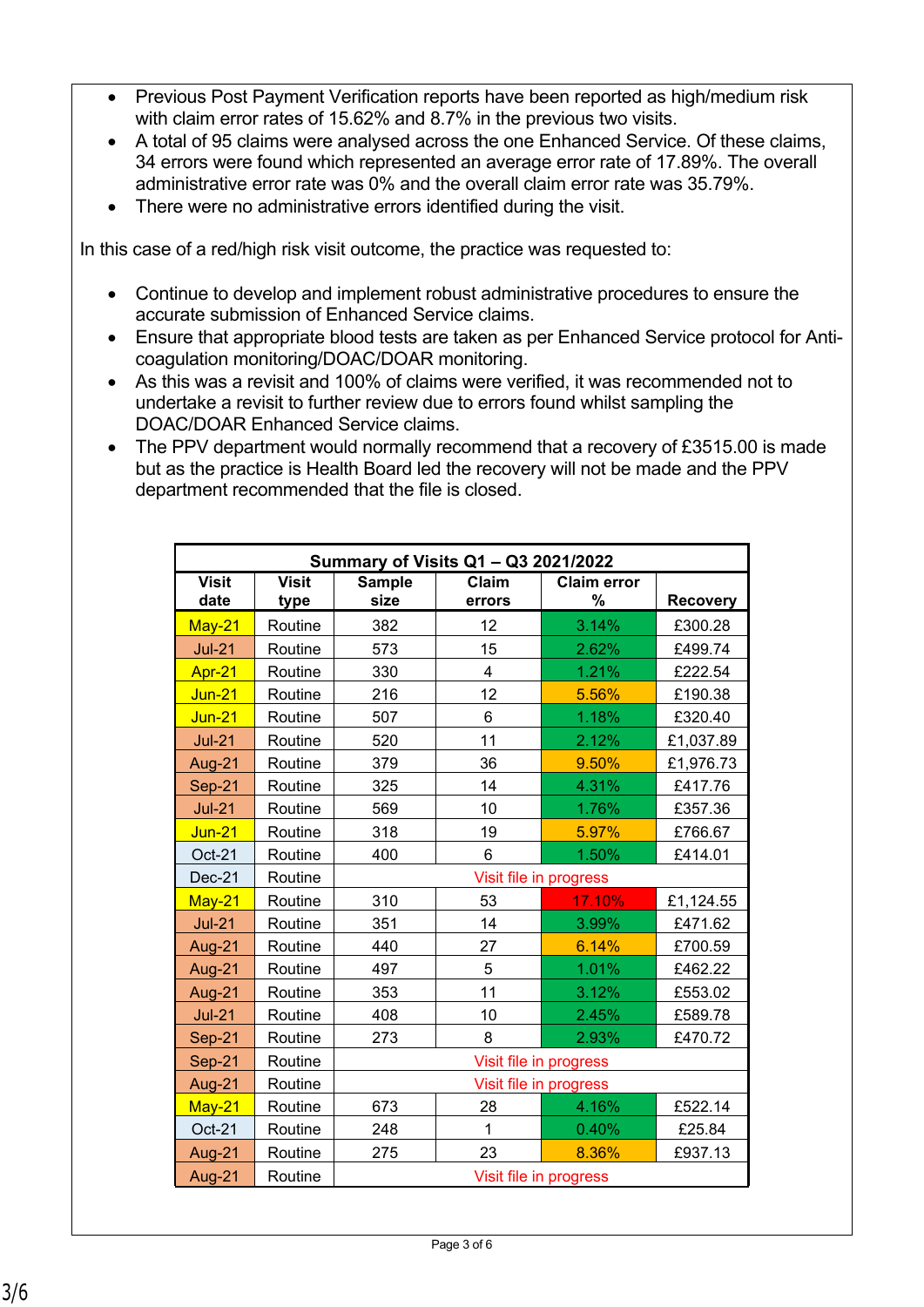- Previous Post Payment Verification reports have been reported as high/medium risk with claim error rates of 15.62% and 8.7% in the previous two visits.
- A total of 95 claims were analysed across the one Enhanced Service. Of these claims, 34 errors were found which represented an average error rate of 17.89%. The overall administrative error rate was 0% and the overall claim error rate was 35.79%.
- There were no administrative errors identified during the visit.

In this case of a red/high risk visit outcome, the practice was requested to:

- Continue to develop and implement robust administrative procedures to ensure the accurate submission of Enhanced Service claims.
- Ensure that appropriate blood tests are taken as per Enhanced Service protocol for Anti-coagulation monitoring/DOAC/DOAR monitoring.
- As this was a revisit and 100% of claims were verified, it was recommended not to undertake a revisit to further review due to errors found whilst sampling the DOAC/DOAR Enhanced Service claims.
- The PPV department would normally recommend that a recovery of £3515.00 is made but as the practice is Health Board led the recovery will not be made and the PPV department recommended that the file is closed.

**Summary of Visits Q1 – Q3 2021/2022**

| Visit date | Visit type | Sample size | Claim errors | Claim error % | Recovery |
|---|---|---|---|---|---|
| May-21 | Routine | 382 | 12 | 3.14% | £300.28 |
| Jul-21 | Routine | 573 | 15 | 2.62% | £499.74 |
| Apr-21 | Routine | 330 | 4 | 1.21% | £222.54 |
| Jun-21 | Routine | 216 | 12 | 5.56% | £190.38 |
| Jun-21 | Routine | 507 | 6 | 1.18% | £320.40 |
| Jul-21 | Routine | 520 | 11 | 2.12% | £1,037.89 |
| Aug-21 | Routine | 379 | 36 | 9.50% | £1,976.73 |
| Sep-21 | Routine | 325 | 14 | 4.31% | £417.76 |
| Jul-21 | Routine | 569 | 10 | 1.76% | £357.36 |
| Jun-21 | Routine | 318 | 19 | 5.97% | £766.67 |
| Oct-21 | Routine | 400 | 6 | 1.50% | £414.01 |
| Dec-21 | Routine | Visit file in progress | | | |
| May-21 | Routine | 310 | 53 | 17.10% | £1,124.55 |
| Jul-21 | Routine | 351 | 14 | 3.99% | £471.62 |
| Aug-21 | Routine | 440 | 27 | 6.14% | £700.59 |
| Aug-21 | Routine | 497 | 5 | 1.01% | £462.22 |
| Aug-21 | Routine | 353 | 11 | 3.12% | £553.02 |
| Jul-21 | Routine | 408 | 10 | 2.45% | £589.78 |
| Sep-21 | Routine | 273 | 8 | 2.93% | £470.72 |
| Sep-21 | Routine | Visit file in progress | | | |
| Aug-21 | Routine | Visit file in progress | | | |
| May-21 | Routine | 673 | 28 | 4.16% | £522.14 |
| Oct-21 | Routine | 248 | 1 | 0.40% | £25.84 |
| Aug-21 | Routine | 275 | 23 | 8.36% | £937.13 |
| Aug-21 | Routine | Visit file in progress | | | |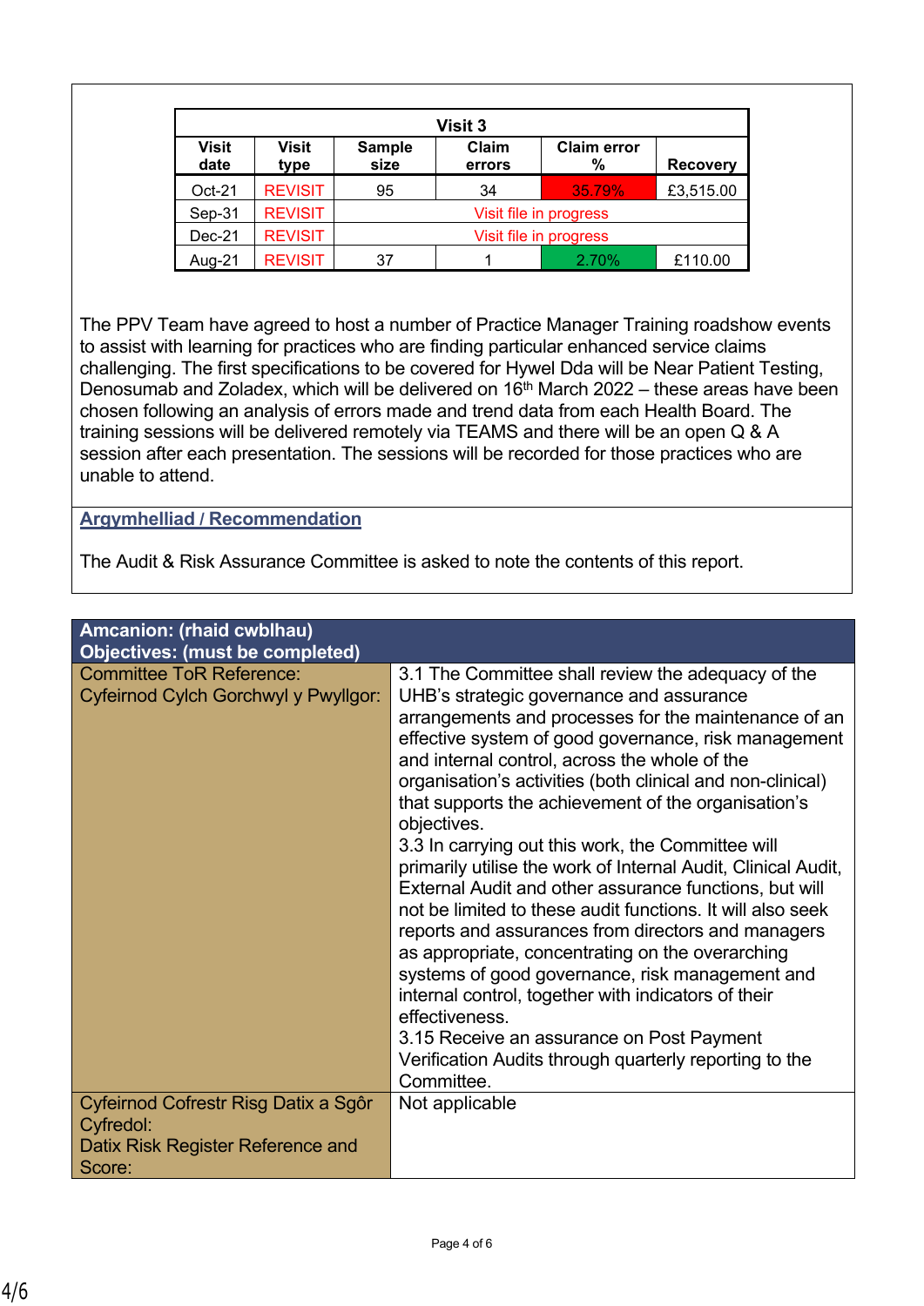| Visit 3 | | | | | |
|---|---|---|---|---|---|
| Visit date | Visit type | Sample size | Claim errors | Claim error % | Recovery |
| Oct-21 | REVISIT | 95 | 34 | 35.79% | £3,515.00 |
| Sep-31 | REVISIT | Visit file in progress | | | |
| Dec-21 | REVISIT | Visit file in progress | | | |
| Aug-21 | REVISIT | 37 | 1 | 2.70% | £110.00 |

The PPV Team have agreed to host a number of Practice Manager Training roadshow events to assist with learning for practices who are finding particular enhanced service claims challenging. The first specifications to be covered for Hywel Dda will be Near Patient Testing, Denosumab and Zoladex, which will be delivered on 16th March 2022 – these areas have been chosen following an analysis of errors made and trend data from each Health Board. The training sessions will be delivered remotely via TEAMS and there will be an open Q & A session after each presentation. The sessions will be recorded for those practices who are unable to attend.

**Argymhelliad / Recommendation**

The Audit & Risk Assurance Committee is asked to note the contents of this report.

| Amcanion: (rhaid cwblhau) Objectives: (must be completed) | |
|---|---|
| Committee ToR Reference: Cyfeirnod Cylch Gorchwyl y Pwyllgor: | 3.1 The Committee shall review the adequacy of the UHB's strategic governance and assurance arrangements and processes for the maintenance of an effective system of good governance, risk management and internal control, across the whole of the organisation's activities (both clinical and non-clinical) that supports the achievement of the organisation's objectives.<br>3.3 In carrying out this work, the Committee will primarily utilise the work of Internal Audit, Clinical Audit, External Audit and other assurance functions, but will not be limited to these audit functions. It will also seek reports and assurances from directors and managers as appropriate, concentrating on the overarching systems of good governance, risk management and internal control, together with indicators of their effectiveness.<br>3.15 Receive an assurance on Post Payment Verification Audits through quarterly reporting to the Committee. |
| Cyfeirnod Cofrestr Risg Datix a Sgôr Cyfredol: Datix Risk Register Reference and Score: | Not applicable |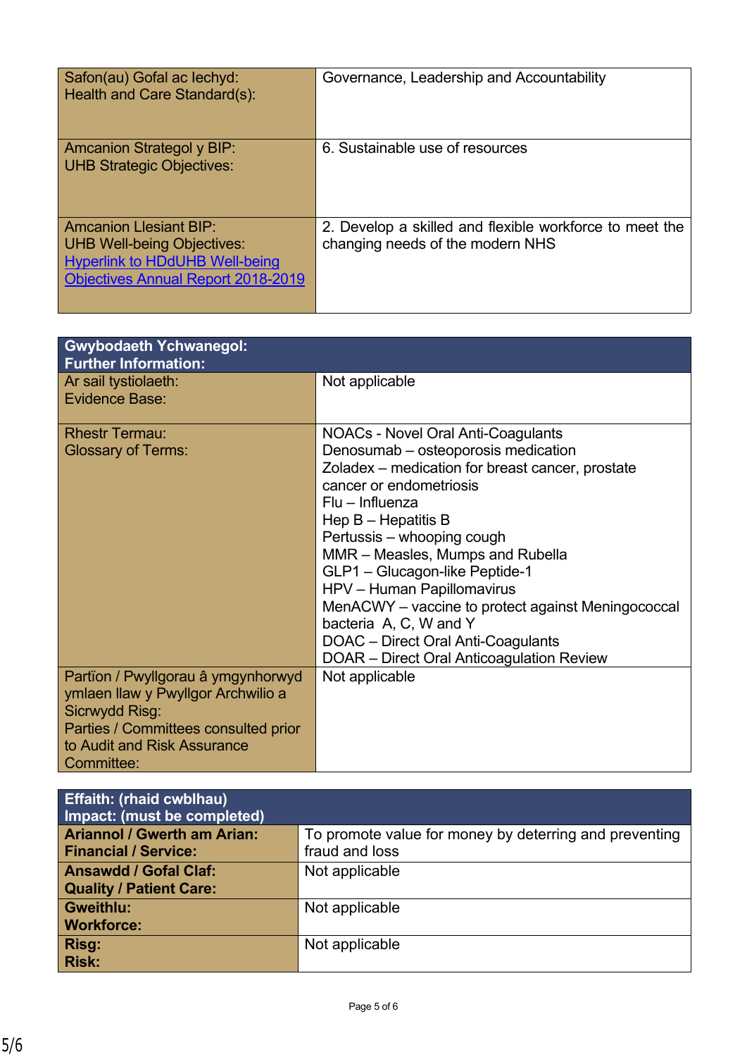| | |
|---|---|
| Safon(au) Gofal ac Iechyd:<br>Health and Care Standard(s): | Governance, Leadership and Accountability |
| Amcanion Strategol y BIP:<br>UHB Strategic Objectives: | 6. Sustainable use of resources |
| Amcanion Llesiant BIP:<br>UHB Well-being Objectives:<br>[Hyperlink to HDdUHB Well-being Objectives Annual Report 2018-2019]() | 2. Develop a skilled and flexible workforce to meet the changing needs of the modern NHS |

| **Gwybodaeth Ychwanegol:<br>Further Information:** | |
|---|---|
| Ar sail tystiolaeth:<br>Evidence Base: | Not applicable |
| Rhestr Termau:<br>Glossary of Terms: | NOACs - Novel Oral Anti-Coagulants<br>Denosumab – osteoporosis medication<br>Zoladex – medication for breast cancer, prostate cancer or endometriosis<br>Flu – Influenza<br>Hep B – Hepatitis B<br>Pertussis – whooping cough<br>MMR – Measles, Mumps and Rubella<br>GLP1 – Glucagon-like Peptide-1<br>HPV – Human Papillomavirus<br>MenACWY – vaccine to protect against Meningococcal bacteria A, C, W and Y<br>DOAC – Direct Oral Anti-Coagulants<br>DOAR – Direct Oral Anticoagulation Review |
| Partïon / Pwyllgorau â ymgynhorwyd ymlaen llaw y Pwyllgor Archwilio a Sicrwydd Risg:<br>Parties / Committees consulted prior to Audit and Risk Assurance Committee: | Not applicable |

| **Effaith: (rhaid cwblhau)<br>Impact: (must be completed)** | |
|---|---|
| **Ariannol / Gwerth am Arian:<br>Financial / Service:** | To promote value for money by deterring and preventing fraud and loss |
| **Ansawdd / Gofal Claf:<br>Quality / Patient Care:** | Not applicable |
| **Gweithlu:<br>Workforce:** | Not applicable |
| **Risg:<br>Risk:** | Not applicable |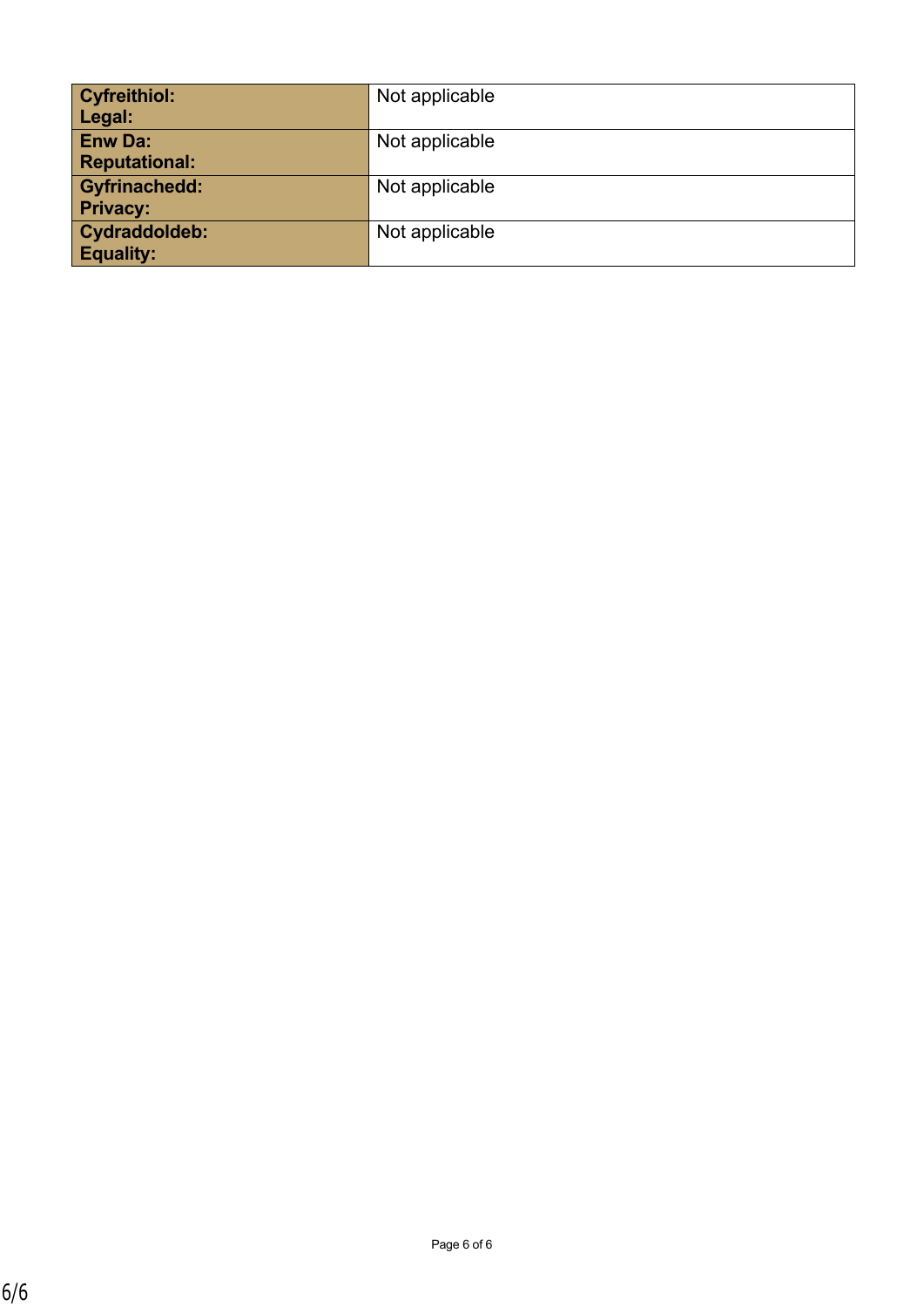| | |
|---|---|
| **Cyfreithiol:**<br>**Legal:** | Not applicable |
| **Enw Da:**<br>**Reputational:** | Not applicable |
| **Gyfrinachedd:**<br>**Privacy:** | Not applicable |
| **Cydraddoldeb:**<br>**Equality:** | Not applicable |